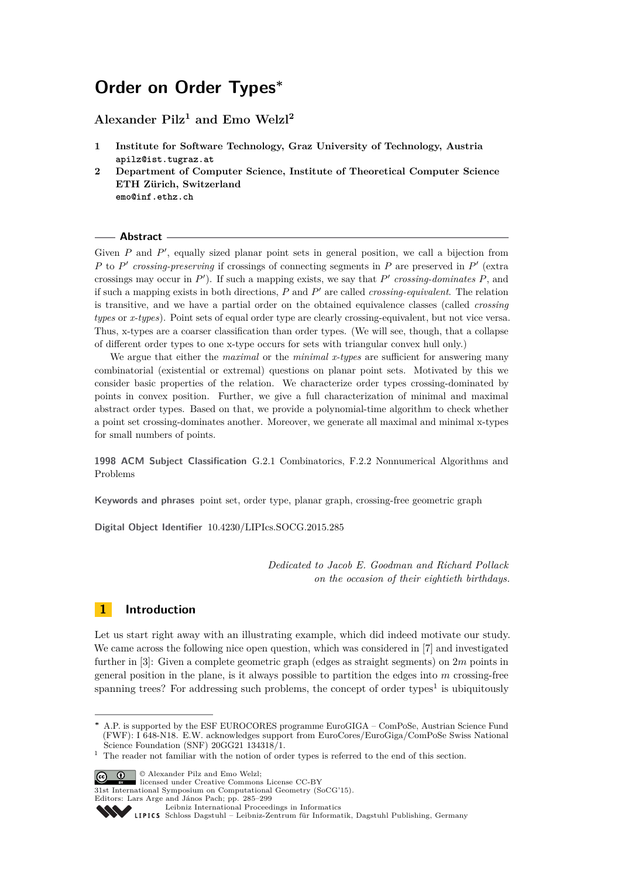# Order on Order Types*

**Alexander Pilz[1] and Emo Welzl[2]**

1 **Institute for Software Technology, Graz University of Technology, Austria**
apilz@ist.tugraz.at

2 **Department of Computer Science, Institute of Theoretical Computer Science ETH Zürich, Switzerland**
emo@inf.ethz.ch

## Abstract

Given $P$ and $P'$, equally sized planar point sets in general position, we call a bijection from $P$ to $P'$ *crossing-preserving* if crossings of connecting segments in $P$ are preserved in $P'$ (extra crossings may occur in $P'$). If such a mapping exists, we say that $P'$ *crossing-dominates* $P$, and if such a mapping exists in both directions, $P$ and $P'$ are called *crossing-equivalent*. The relation is transitive, and we have a partial order on the obtained equivalence classes (called *crossing types* or *x-types*). Point sets of equal order type are clearly crossing-equivalent, but not vice versa. Thus, x-types are a coarser classification than order types. (We will see, though, that a collapse of different order types to one x-type occurs for sets with triangular convex hull only.)

We argue that either the *maximal* or the *minimal x-types* are sufficient for answering many combinatorial (existential or extremal) questions on planar point sets. Motivated by this we consider basic properties of the relation. We characterize order types crossing-dominated by points in convex position. Further, we give a full characterization of minimal and maximal abstract order types. Based on that, we provide a polynomial-time algorithm to check whether a point set crossing-dominates another. Moreover, we generate all maximal and minimal x-types for small numbers of points.

**1998 ACM Subject Classification** G.2.1 Combinatorics, F.2.2 Nonnumerical Algorithms and Problems

**Keywords and phrases** point set, order type, planar graph, crossing-free geometric graph

**Digital Object Identifier** 10.4230/LIPIcs.SOCG.2015.285

*Dedicated to Jacob E. Goodman and Richard Pollack on the occasion of their eightieth birthdays.*

## 1 Introduction

Let us start right away with an illustrating example, which did indeed motivate our study. We came across the following nice open question, which was considered in [7] and investigated further in [3]: Given a complete geometric graph (edges as straight segments) on $2m$ points in general position in the plane, is it always possible to partition the edges into $m$ crossing-free spanning trees? For addressing such problems, the concept of order types[1] is ubiquitously

---

* A.P. is supported by the ESF EUROCORES programme EuroGIGA – ComPoSe, Austrian Science Fund (FWF): I 648-N18. E.W. acknowledges support from EuroCores/EuroGiga/ComPoSe Swiss National Science Foundation (SNF) 20GG21 134318/1.

[1] The reader not familiar with the notion of order types is referred to the end of this section.

© Alexander Pilz and Emo Welzl; licensed under Creative Commons License CC-BY
31st International Symposium on Computational Geometry (SoCG'15).
Editors: Lars Arge and János Pach; pp. 285–299
Leibniz International Proceedings in Informatics
LIPICS Schloss Dagstuhl – Leibniz-Zentrum für Informatik, Dagstuhl Publishing, Germany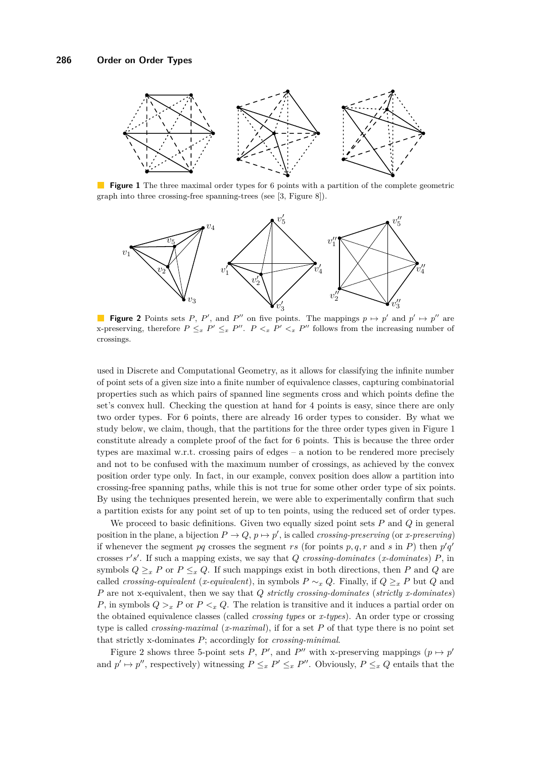**Figure 1** The three maximal order types for 6 points with a partition of the complete geometric graph into three crossing-free spanning-trees (see [3, Figure 8]).

**Figure 2** Points sets $P$, $P'$, and $P''$ on five points. The mappings $p \mapsto p'$ and $p' \mapsto p''$ are x-preserving, therefore $P \leq_x P' \leq_x P''$. $P <_x P' <_x P''$ follows from the increasing number of crossings.

used in Discrete and Computational Geometry, as it allows for classifying the infinite number of point sets of a given size into a finite number of equivalence classes, capturing combinatorial properties such as which pairs of spanned line segments cross and which points define the set's convex hull. Checking the question at hand for 4 points is easy, since there are only two order types. For 6 points, there are already 16 order types to consider. By what we study below, we claim, though, that the partitions for the three order types given in Figure 1 constitute already a complete proof of the fact for 6 points. This is because the three order types are maximal w.r.t. crossing pairs of edges – a notion to be rendered more precisely and not to be confused with the maximum number of crossings, as achieved by the convex position order type only. In fact, in our example, convex position does allow a partition into crossing-free spanning paths, while this is not true for some other order type of six points. By using the techniques presented herein, we were able to experimentally confirm that such a partition exists for any point set of up to ten points, using the reduced set of order types.

We proceed to basic definitions. Given two equally sized point sets $P$ and $Q$ in general position in the plane, a bijection $P \to Q$, $p \mapsto p'$, is called *crossing-preserving* (or *x-preserving*) if whenever the segment $pq$ crosses the segment $rs$ (for points $p, q, r$ and $s$ in $P$) then $p'q'$ crosses $r's'$. If such a mapping exists, we say that $Q$ *crossing-dominates* (*x-dominates*) $P$, in symbols $Q \geq_x P$ or $P \leq_x Q$. If such mappings exist in both directions, then $P$ and $Q$ are called *crossing-equivalent* (*x-equivalent*), in symbols $P \sim_x Q$. Finally, if $Q \geq_x P$ but $Q$ and $P$ are not x-equivalent, then we say that $Q$ *strictly crossing-dominates* (*strictly x-dominates*) $P$, in symbols $Q >_x P$ or $P <_x Q$. The relation is transitive and it induces a partial order on the obtained equivalence classes (called *crossing types* or *x-types*). An order type or crossing type is called *crossing-maximal* (*x-maximal*), if for a set $P$ of that type there is no point set that strictly x-dominates $P$; accordingly for *crossing-minimal*.

Figure 2 shows three 5-point sets $P$, $P'$, and $P''$ with x-preserving mappings ($p \mapsto p'$ and $p' \mapsto p''$, respectively) witnessing $P \leq_x P' \leq_x P''$. Obviously, $P \leq_x Q$ entails that the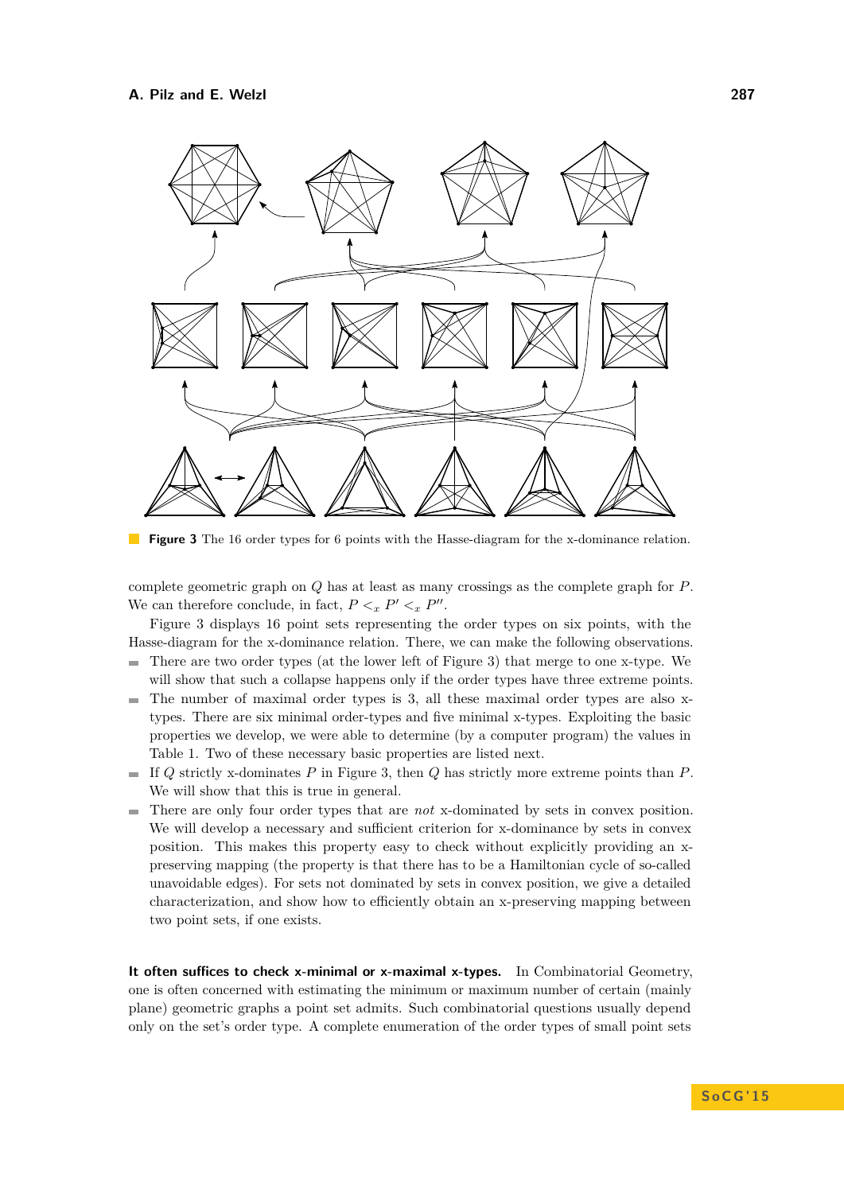**Figure 3** The 16 order types for 6 points with the Hasse-diagram for the x-dominance relation.

complete geometric graph on $Q$ has at least as many crossings as the complete graph for $P$. We can therefore conclude, in fact, $P <_x P' <_x P''$.

Figure 3 displays 16 point sets representing the order types on six points, with the Hasse-diagram for the x-dominance relation. There, we can make the following observations.

- There are two order types (at the lower left of Figure 3) that merge to one x-type. We will show that such a collapse happens only if the order types have three extreme points.
- The number of maximal order types is 3, all these maximal order types are also x-types. There are six minimal order-types and five minimal x-types. Exploiting the basic properties we develop, we were able to determine (by a computer program) the values in Table 1. Two of these necessary basic properties are listed next.
- If $Q$ strictly x-dominates $P$ in Figure 3, then $Q$ has strictly more extreme points than $P$. We will show that this is true in general.
- There are only four order types that are *not* x-dominated by sets in convex position. We will develop a necessary and sufficient criterion for x-dominance by sets in convex position. This makes this property easy to check without explicitly providing an x-preserving mapping (the property is that there has to be a Hamiltonian cycle of so-called unavoidable edges). For sets not dominated by sets in convex position, we give a detailed characterization, and show how to efficiently obtain an x-preserving mapping between two point sets, if one exists.

**It often suffices to check x-minimal or x-maximal x-types.** In Combinatorial Geometry, one is often concerned with estimating the minimum or maximum number of certain (mainly plane) geometric graphs a point set admits. Such combinatorial questions usually depend only on the set's order type. A complete enumeration of the order types of small point sets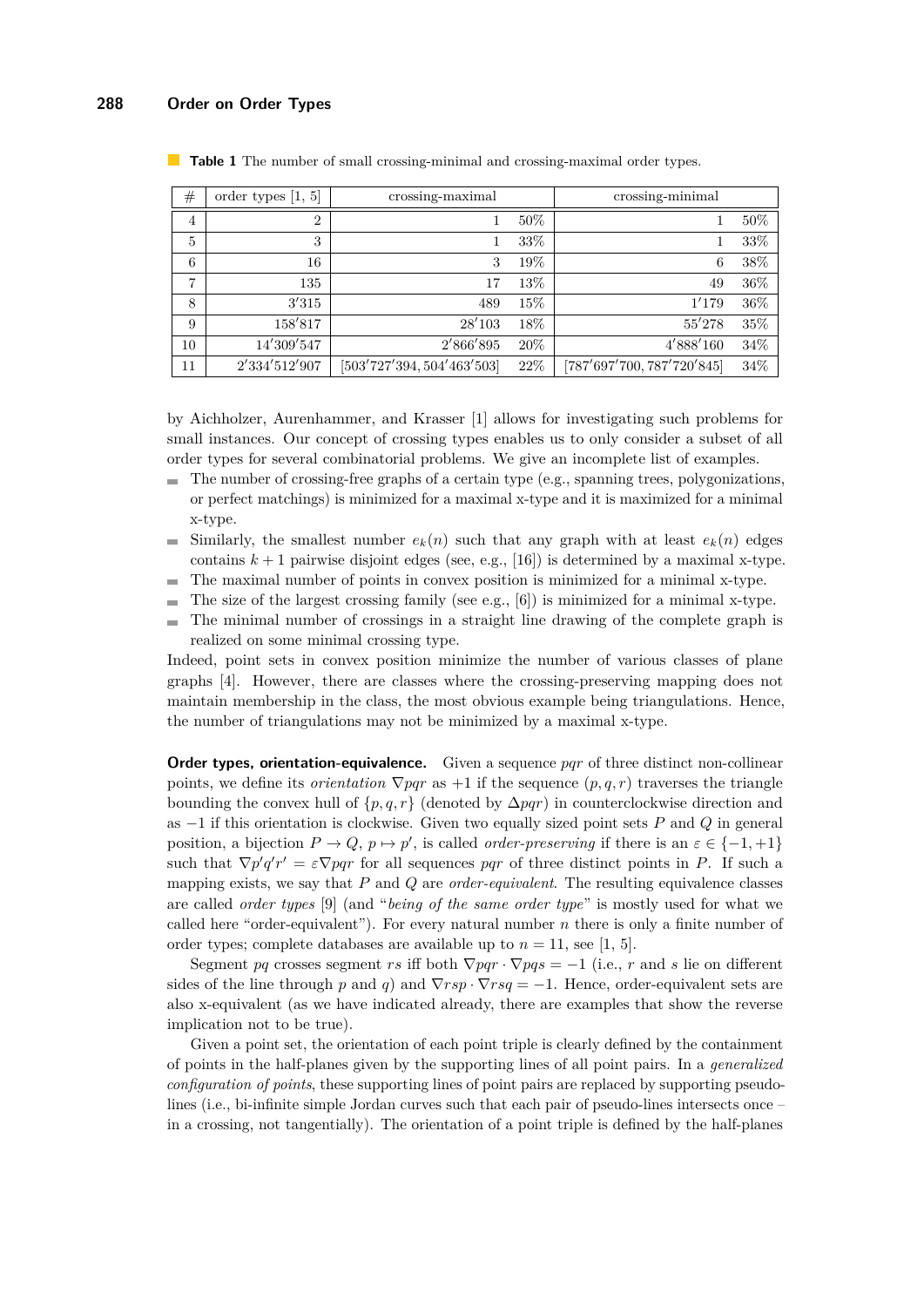**Table 1** The number of small crossing-minimal and crossing-maximal order types.

| # | order types [1, 5] | crossing-maximal | | crossing-minimal | |
|---|---|---|---|---|---|
| 4 | 2 | 1 | 50% | 1 | 50% |
| 5 | 3 | 1 | 33% | 1 | 33% |
| 6 | 16 | 3 | 19% | 6 | 38% |
| 7 | 135 | 17 | 13% | 49 | 36% |
| 8 | 3′315 | 489 | 15% | 1′179 | 36% |
| 9 | 158′817 | 28′103 | 18% | 55′278 | 35% |
| 10 | 14′309′547 | 2′866′895 | 20% | 4′888′160 | 34% |
| 11 | 2′334′512′907 | [503′727′394, 504′463′503] | 22% | [787′697′700, 787′720′845] | 34% |

by Aichholzer, Aurenhammer, and Krasser [1] allows for investigating such problems for small instances. Our concept of crossing types enables us to only consider a subset of all order types for several combinatorial problems. We give an incomplete list of examples.

- The number of crossing-free graphs of a certain type (e.g., spanning trees, polygonizations, or perfect matchings) is minimized for a maximal x-type and it is maximized for a minimal x-type.
- Similarly, the smallest number $e_k(n)$ such that any graph with at least $e_k(n)$ edges contains $k+1$ pairwise disjoint edges (see, e.g., [16]) is determined by a maximal x-type.
- The maximal number of points in convex position is minimized for a minimal x-type.
- The size of the largest crossing family (see e.g., [6]) is minimized for a minimal x-type.
- The minimal number of crossings in a straight line drawing of the complete graph is realized on some minimal crossing type.

Indeed, point sets in convex position minimize the number of various classes of plane graphs [4]. However, there are classes where the crossing-preserving mapping does not maintain membership in the class, the most obvious example being triangulations. Hence, the number of triangulations may not be minimized by a maximal x-type.

**Order types, orientation-equivalence.** Given a sequence $pqr$ of three distinct non-collinear points, we define its *orientation* $\nabla pqr$ as $+1$ if the sequence $(p, q, r)$ traverses the triangle bounding the convex hull of $\{p, q, r\}$ (denoted by $\Delta pqr$) in counterclockwise direction and as $-1$ if this orientation is clockwise. Given two equally sized point sets $P$ and $Q$ in general position, a bijection $P \to Q$, $p \mapsto p'$, is called *order-preserving* if there is an $\varepsilon \in \{-1, +1\}$ such that $\nabla p'q'r' = \varepsilon \nabla pqr$ for all sequences $pqr$ of three distinct points in $P$. If such a mapping exists, we say that $P$ and $Q$ are *order-equivalent*. The resulting equivalence classes are called *order types* [9] (and "*being of the same order type*" is mostly used for what we called here "order-equivalent"). For every natural number $n$ there is only a finite number of order types; complete databases are available up to $n = 11$, see [1, 5].

Segment $pq$ crosses segment $rs$ iff both $\nabla pqr \cdot \nabla pqs = -1$ (i.e., $r$ and $s$ lie on different sides of the line through $p$ and $q$) and $\nabla rsp \cdot \nabla rsq = -1$. Hence, order-equivalent sets are also x-equivalent (as we have indicated already, there are examples that show the reverse implication not to be true).

Given a point set, the orientation of each point triple is clearly defined by the containment of points in the half-planes given by the supporting lines of all point pairs. In a *generalized configuration of points*, these supporting lines of point pairs are replaced by supporting pseudo-lines (i.e., bi-infinite simple Jordan curves such that each pair of pseudo-lines intersects once – in a crossing, not tangentially). The orientation of a point triple is defined by the half-planes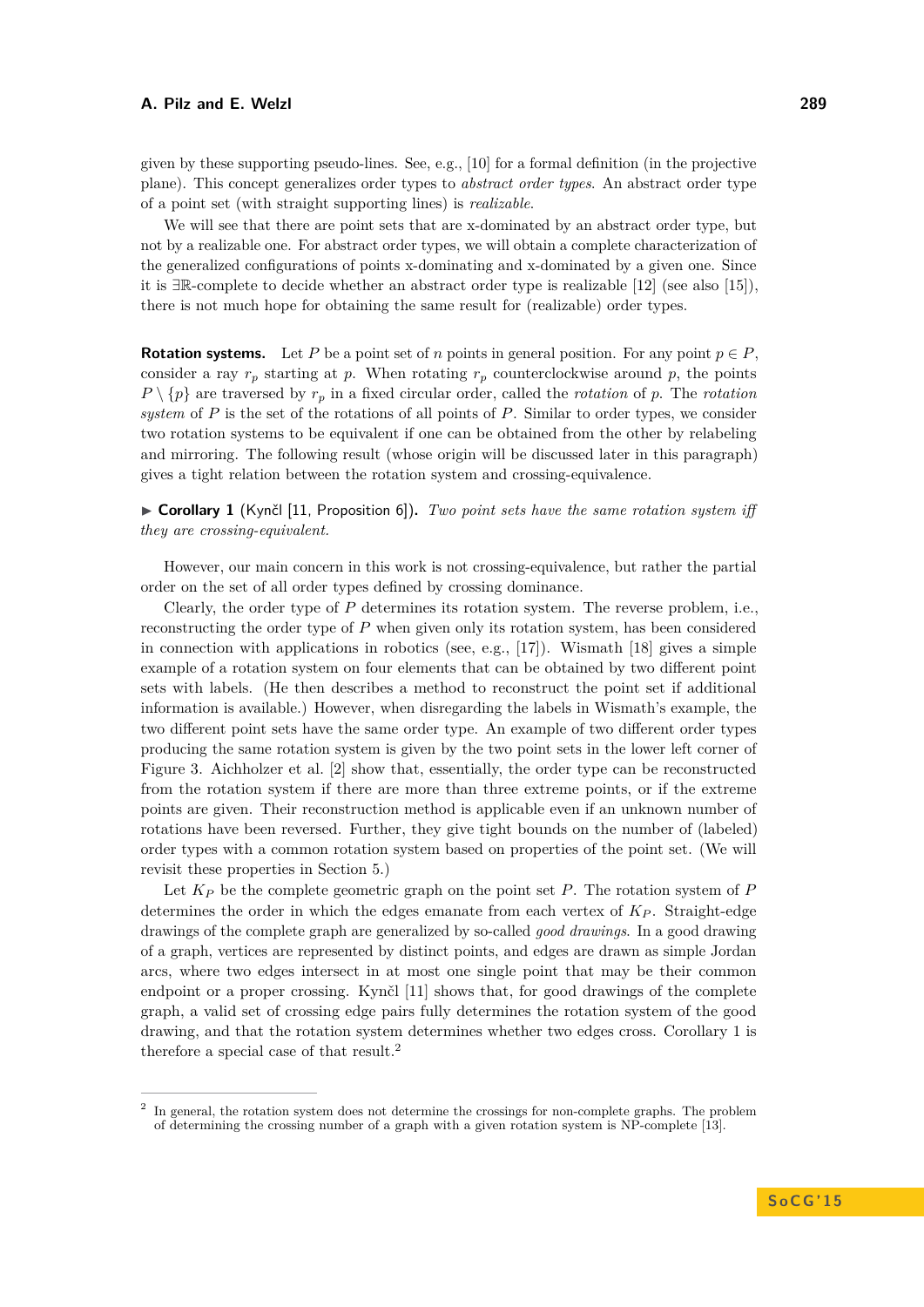given by these supporting pseudo-lines. See, e.g., [10] for a formal definition (in the projective plane). This concept generalizes order types to *abstract order types*. An abstract order type of a point set (with straight supporting lines) is *realizable*.

We will see that there are point sets that are x-dominated by an abstract order type, but not by a realizable one. For abstract order types, we will obtain a complete characterization of the generalized configurations of points x-dominating and x-dominated by a given one. Since it is ∃ℝ-complete to decide whether an abstract order type is realizable [12] (see also [15]), there is not much hope for obtaining the same result for (realizable) order types.

**Rotation systems.** Let $P$ be a point set of $n$ points in general position. For any point $p \in P$, consider a ray $r_p$ starting at $p$. When rotating $r_p$ counterclockwise around $p$, the points $P \setminus \{p\}$ are traversed by $r_p$ in a fixed circular order, called the *rotation* of $p$. The *rotation system* of $P$ is the set of the rotations of all points of $P$. Similar to order types, we consider two rotation systems to be equivalent if one can be obtained from the other by relabeling and mirroring. The following result (whose origin will be discussed later in this paragraph) gives a tight relation between the rotation system and crossing-equivalence.

▶ **Corollary 1** (Kynčl [11, Proposition 6]). *Two point sets have the same rotation system iff they are crossing-equivalent.*

However, our main concern in this work is not crossing-equivalence, but rather the partial order on the set of all order types defined by crossing dominance.

Clearly, the order type of $P$ determines its rotation system. The reverse problem, i.e., reconstructing the order type of $P$ when given only its rotation system, has been considered in connection with applications in robotics (see, e.g., [17]). Wismath [18] gives a simple example of a rotation system on four elements that can be obtained by two different point sets with labels. (He then describes a method to reconstruct the point set if additional information is available.) However, when disregarding the labels in Wismath's example, the two different point sets have the same order type. An example of two different order types producing the same rotation system is given by the two point sets in the lower left corner of Figure 3. Aichholzer et al. [2] show that, essentially, the order type can be reconstructed from the rotation system if there are more than three extreme points, or if the extreme points are given. Their reconstruction method is applicable even if an unknown number of rotations have been reversed. Further, they give tight bounds on the number of (labeled) order types with a common rotation system based on properties of the point set. (We will revisit these properties in Section 5.)

Let $K_P$ be the complete geometric graph on the point set $P$. The rotation system of $P$ determines the order in which the edges emanate from each vertex of $K_P$. Straight-edge drawings of the complete graph are generalized by so-called *good drawings*. In a good drawing of a graph, vertices are represented by distinct points, and edges are drawn as simple Jordan arcs, where two edges intersect in at most one single point that may be their common endpoint or a proper crossing. Kynčl [11] shows that, for good drawings of the complete graph, a valid set of crossing edge pairs fully determines the rotation system of the good drawing, and that the rotation system determines whether two edges cross. Corollary 1 is therefore a special case of that result.[2]

[2] In general, the rotation system does not determine the crossings for non-complete graphs. The problem of determining the crossing number of a graph with a given rotation system is NP-complete [13].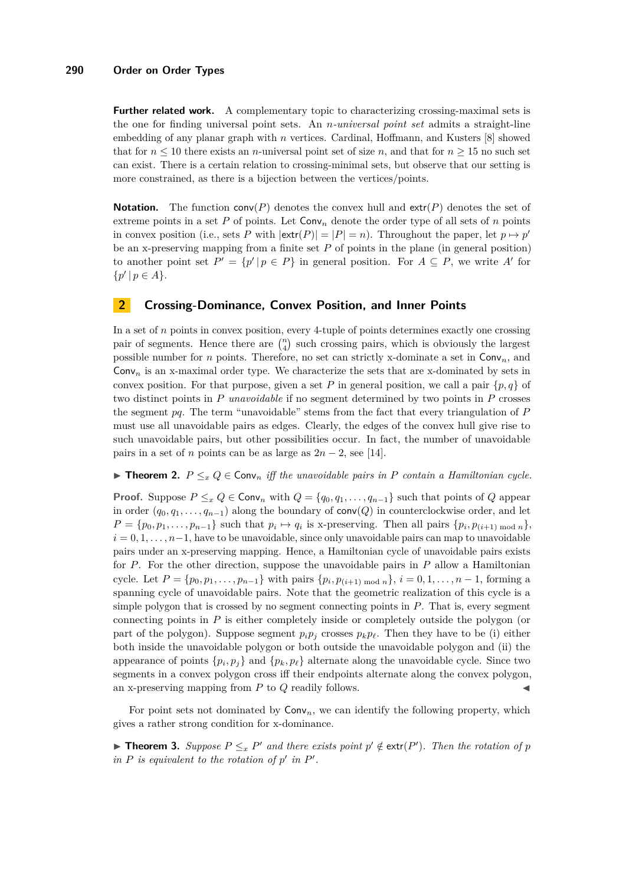**Further related work.** A complementary topic to characterizing crossing-maximal sets is the one for finding universal point sets. An *n-universal point set* admits a straight-line embedding of any planar graph with $n$ vertices. Cardinal, Hoffmann, and Kusters [8] showed that for $n \leq 10$ there exists an $n$-universal point set of size $n$, and that for $n \geq 15$ no such set can exist. There is a certain relation to crossing-minimal sets, but observe that our setting is more constrained, as there is a bijection between the vertices/points.

**Notation.** The function $\mathsf{conv}(P)$ denotes the convex hull and $\mathsf{extr}(P)$ denotes the set of extreme points in a set $P$ of points. Let $\mathsf{Conv}_n$ denote the order type of all sets of $n$ points in convex position (i.e., sets $P$ with $|\mathsf{extr}(P)| = |P| = n$). Throughout the paper, let $p \mapsto p'$ be an x-preserving mapping from a finite set $P$ of points in the plane (in general position) to another point set $P' = \{p' \mid p \in P\}$ in general position. For $A \subseteq P$, we write $A'$ for $\{p' \mid p \in A\}$.

## 2 Crossing-Dominance, Convex Position, and Inner Points

In a set of $n$ points in convex position, every 4-tuple of points determines exactly one crossing pair of segments. Hence there are $\binom{n}{4}$ such crossing pairs, which is obviously the largest possible number for $n$ points. Therefore, no set can strictly x-dominate a set in $\mathsf{Conv}_n$, and $\mathsf{Conv}_n$ is an x-maximal order type. We characterize the sets that are x-dominated by sets in convex position. For that purpose, given a set $P$ in general position, we call a pair $\{p, q\}$ of two distinct points in $P$ *unavoidable* if no segment determined by two points in $P$ crosses the segment $pq$. The term "unavoidable" stems from the fact that every triangulation of $P$ must use all unavoidable pairs as edges. Clearly, the edges of the convex hull give rise to such unavoidable pairs, but other possibilities occur. In fact, the number of unavoidable pairs in a set of $n$ points can be as large as $2n - 2$, see [14].

▶ **Theorem 2.** *$P \leq_x Q \in \mathsf{Conv}_n$ iff the unavoidable pairs in $P$ contain a Hamiltonian cycle.*

**Proof.** Suppose $P \leq_x Q \in \mathsf{Conv}_n$ with $Q = \{q_0, q_1, \ldots, q_{n-1}\}$ such that points of $Q$ appear in order $(q_0, q_1, \ldots, q_{n-1})$ along the boundary of $\mathsf{conv}(Q)$ in counterclockwise order, and let $P = \{p_0, p_1, \ldots, p_{n-1}\}$ such that $p_i \mapsto q_i$ is x-preserving. Then all pairs $\{p_i, p_{(i+1) \bmod n}\}$, $i = 0, 1, \ldots, n-1$, have to be unavoidable, since only unavoidable pairs can map to unavoidable pairs under an x-preserving mapping. Hence, a Hamiltonian cycle of unavoidable pairs exists for $P$. For the other direction, suppose the unavoidable pairs in $P$ allow a Hamiltonian cycle. Let $P = \{p_0, p_1, \ldots, p_{n-1}\}$ with pairs $\{p_i, p_{(i+1) \bmod n}\}$, $i = 0, 1, \ldots, n-1$, forming a spanning cycle of unavoidable pairs. Note that the geometric realization of this cycle is a simple polygon that is crossed by no segment connecting points in $P$. That is, every segment connecting points in $P$ is either completely inside or completely outside the polygon (or part of the polygon). Suppose segment $p_i p_j$ crosses $p_k p_\ell$. Then they have to be (i) either both inside the unavoidable polygon or both outside the unavoidable polygon and (ii) the appearance of points $\{p_i, p_j\}$ and $\{p_k, p_\ell\}$ alternate along the unavoidable cycle. Since two segments in a convex polygon cross iff their endpoints alternate along the convex polygon, an x-preserving mapping from $P$ to $Q$ readily follows. ◀

For point sets not dominated by $\mathsf{Conv}_n$, we can identify the following property, which gives a rather strong condition for x-dominance.

▶ **Theorem 3.** *Suppose $P \leq_x P'$ and there exists point $p' \notin \mathsf{extr}(P')$. Then the rotation of $p$ in $P$ is equivalent to the rotation of $p'$ in $P'$.*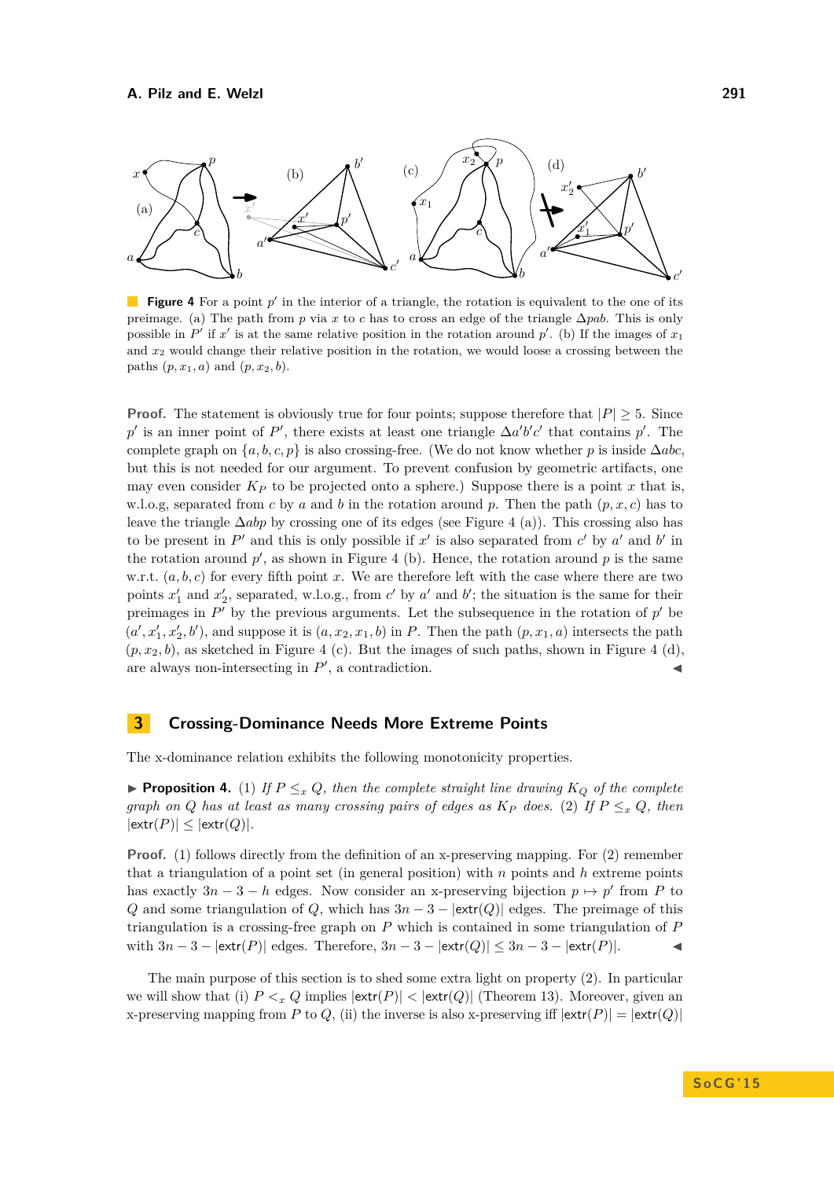**Figure 4** For a point $p'$ in the interior of a triangle, the rotation is equivalent to the one of its preimage. (a) The path from $p$ via $x$ to $c$ has to cross an edge of the triangle $\Delta pab$. This is only possible in $P'$ if $x'$ is at the same relative position in the rotation around $p'$. (b) If the images of $x_1$ and $x_2$ would change their relative position in the rotation, we would loose a crossing between the paths $(p, x_1, a)$ and $(p, x_2, b)$.

**Proof.** The statement is obviously true for four points; suppose therefore that $|P| \geq 5$. Since $p'$ is an inner point of $P'$, there exists at least one triangle $\Delta a'b'c'$ that contains $p'$. The complete graph on $\{a, b, c, p\}$ is also crossing-free. (We do not know whether $p$ is inside $\Delta abc$, but this is not needed for our argument. To prevent confusion by geometric artifacts, one may even consider $K_P$ to be projected onto a sphere.) Suppose there is a point $x$ that is, w.l.o.g, separated from $c$ by $a$ and $b$ in the rotation around $p$. Then the path $(p, x, c)$ has to leave the triangle $\Delta abp$ by crossing one of its edges (see Figure 4 (a)). This crossing also has to be present in $P'$ and this is only possible if $x'$ is also separated from $c'$ by $a'$ and $b'$ in the rotation around $p'$, as shown in Figure 4 (b). Hence, the rotation around $p$ is the same w.r.t. $(a, b, c)$ for every fifth point $x$. We are therefore left with the case where there are two points $x'_1$ and $x'_2$, separated, w.l.o.g., from $c'$ by $a'$ and $b'$; the situation is the same for their preimages in $P'$ by the previous arguments. Let the subsequence in the rotation of $p'$ be $(a', x'_1, x'_2, b')$, and suppose it is $(a, x_2, x_1, b)$ in $P$. Then the path $(p, x_1, a)$ intersects the path $(p, x_2, b)$, as sketched in Figure 4 (c). But the images of such paths, shown in Figure 4 (d), are always non-intersecting in $P'$, a contradiction. ◀

## 3 Crossing-Dominance Needs More Extreme Points

The x-dominance relation exhibits the following monotonicity properties.

▶ **Proposition 4.** *(1) If $P \leq_x Q$, then the complete straight line drawing $K_Q$ of the complete graph on $Q$ has at least as many crossing pairs of edges as $K_P$ does. (2) If $P \leq_x Q$, then $|\mathsf{extr}(P)| \leq |\mathsf{extr}(Q)|$.*

**Proof.** (1) follows directly from the definition of an x-preserving mapping. For (2) remember that a triangulation of a point set (in general position) with $n$ points and $h$ extreme points has exactly $3n - 3 - h$ edges. Now consider an x-preserving bijection $p \mapsto p'$ from $P$ to $Q$ and some triangulation of $Q$, which has $3n - 3 - |\mathsf{extr}(Q)|$ edges. The preimage of this triangulation is a crossing-free graph on $P$ which is contained in some triangulation of $P$ with $3n - 3 - |\mathsf{extr}(P)|$ edges. Therefore, $3n - 3 - |\mathsf{extr}(Q)| \leq 3n - 3 - |\mathsf{extr}(P)|$. ◀

The main purpose of this section is to shed some extra light on property (2). In particular we will show that (i) $P <_x Q$ implies $|\mathsf{extr}(P)| < |\mathsf{extr}(Q)|$ (Theorem 13). Moreover, given an x-preserving mapping from $P$ to $Q$, (ii) the inverse is also x-preserving iff $|\mathsf{extr}(P)| = |\mathsf{extr}(Q)|$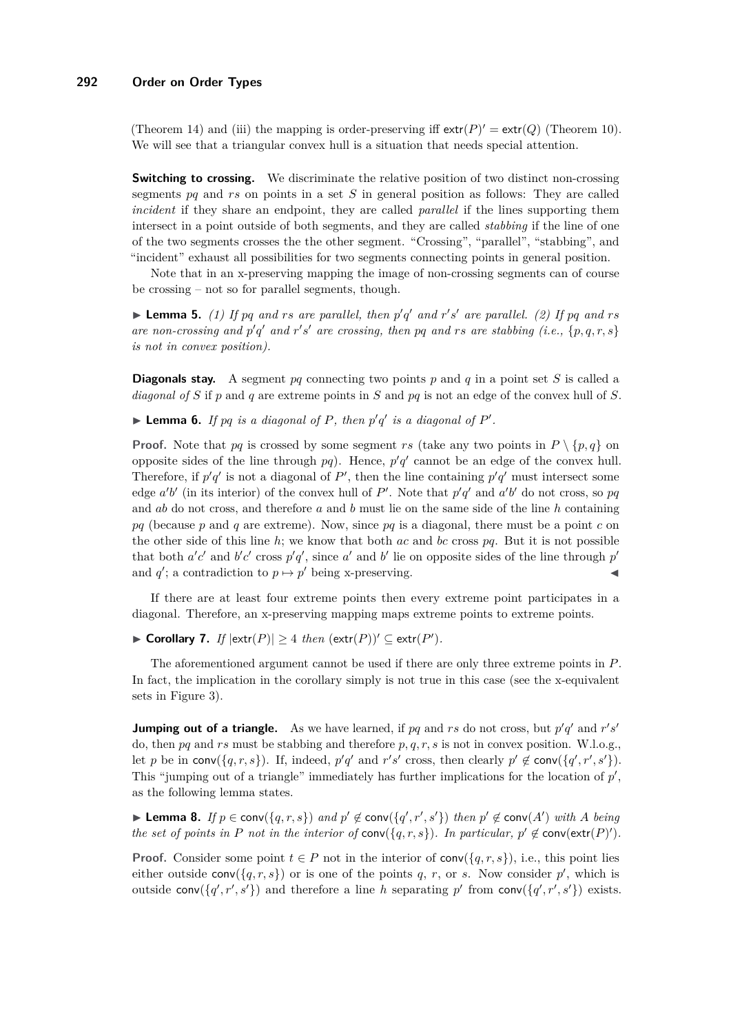(Theorem 14) and (iii) the mapping is order-preserving iff $\mathsf{extr}(P)' = \mathsf{extr}(Q)$ (Theorem 10). We will see that a triangular convex hull is a situation that needs special attention.

**Switching to crossing.** We discriminate the relative position of two distinct non-crossing segments $pq$ and $rs$ on points in a set $S$ in general position as follows: They are called *incident* if they share an endpoint, they are called *parallel* if the lines supporting them intersect in a point outside of both segments, and they are called *stabbing* if the line of one of the two segments crosses the the other segment. “Crossing”, “parallel”, “stabbing”, and “incident” exhaust all possibilities for two segments connecting points in general position.

Note that in an x-preserving mapping the image of non-crossing segments can of course be crossing – not so for parallel segments, though.

▶ **Lemma 5.** *(1) If $pq$ and $rs$ are parallel, then $p'q'$ and $r's'$ are parallel. (2) If $pq$ and $rs$ are non-crossing and $p'q'$ and $r's'$ are crossing, then $pq$ and $rs$ are stabbing (i.e., $\{p, q, r, s\}$ is not in convex position).*

**Diagonals stay.** A segment $pq$ connecting two points $p$ and $q$ in a point set $S$ is called a *diagonal of $S$* if $p$ and $q$ are extreme points in $S$ and $pq$ is not an edge of the convex hull of $S$.

▶ **Lemma 6.** *If $pq$ is a diagonal of $P$, then $p'q'$ is a diagonal of $P'$.*

**Proof.** Note that $pq$ is crossed by some segment $rs$ (take any two points in $P \setminus \{p, q\}$ on opposite sides of the line through $pq$). Hence, $p'q'$ cannot be an edge of the convex hull. Therefore, if $p'q'$ is not a diagonal of $P'$, then the line containing $p'q'$ must intersect some edge $a'b'$ (in its interior) of the convex hull of $P'$. Note that $p'q'$ and $a'b'$ do not cross, so $pq$ and $ab$ do not cross, and therefore $a$ and $b$ must lie on the same side of the line $h$ containing $pq$ (because $p$ and $q$ are extreme). Now, since $pq$ is a diagonal, there must be a point $c$ on the other side of this line $h$; we know that both $ac$ and $bc$ cross $pq$. But it is not possible that both $a'c'$ and $b'c'$ cross $p'q'$, since $a'$ and $b'$ lie on opposite sides of the line through $p'$ and $q'$; a contradiction to $p \mapsto p'$ being x-preserving. ◀

If there are at least four extreme points then every extreme point participates in a diagonal. Therefore, an x-preserving mapping maps extreme points to extreme points.

▶ **Corollary 7.** *If $|\mathsf{extr}(P)| \geq 4$ then $(\mathsf{extr}(P))' \subseteq \mathsf{extr}(P')$.*

The aforementioned argument cannot be used if there are only three extreme points in $P$. In fact, the implication in the corollary simply is not true in this case (see the x-equivalent sets in Figure 3).

**Jumping out of a triangle.** As we have learned, if $pq$ and $rs$ do not cross, but $p'q'$ and $r's'$ do, then $pq$ and $rs$ must be stabbing and therefore $p, q, r, s$ is not in convex position. W.l.o.g., let $p$ be in $\mathsf{conv}(\{q, r, s\})$. If, indeed, $p'q'$ and $r's'$ cross, then clearly $p' \notin \mathsf{conv}(\{q', r', s'\})$. This “jumping out of a triangle” immediately has further implications for the location of $p'$, as the following lemma states.

▶ **Lemma 8.** *If $p \in \mathsf{conv}(\{q, r, s\})$ and $p' \notin \mathsf{conv}(\{q', r', s'\})$ then $p' \notin \mathsf{conv}(A')$ with $A$ being the set of points in $P$ not in the interior of $\mathsf{conv}(\{q, r, s\})$. In particular, $p' \notin \mathsf{conv}(\mathsf{extr}(P)')$.*

**Proof.** Consider some point $t \in P$ not in the interior of $\mathsf{conv}(\{q, r, s\})$, i.e., this point lies either outside $\mathsf{conv}(\{q, r, s\})$ or is one of the points $q$, $r$, or $s$. Now consider $p'$, which is outside $\mathsf{conv}(\{q', r', s'\})$ and therefore a line $h$ separating $p'$ from $\mathsf{conv}(\{q', r', s'\})$ exists.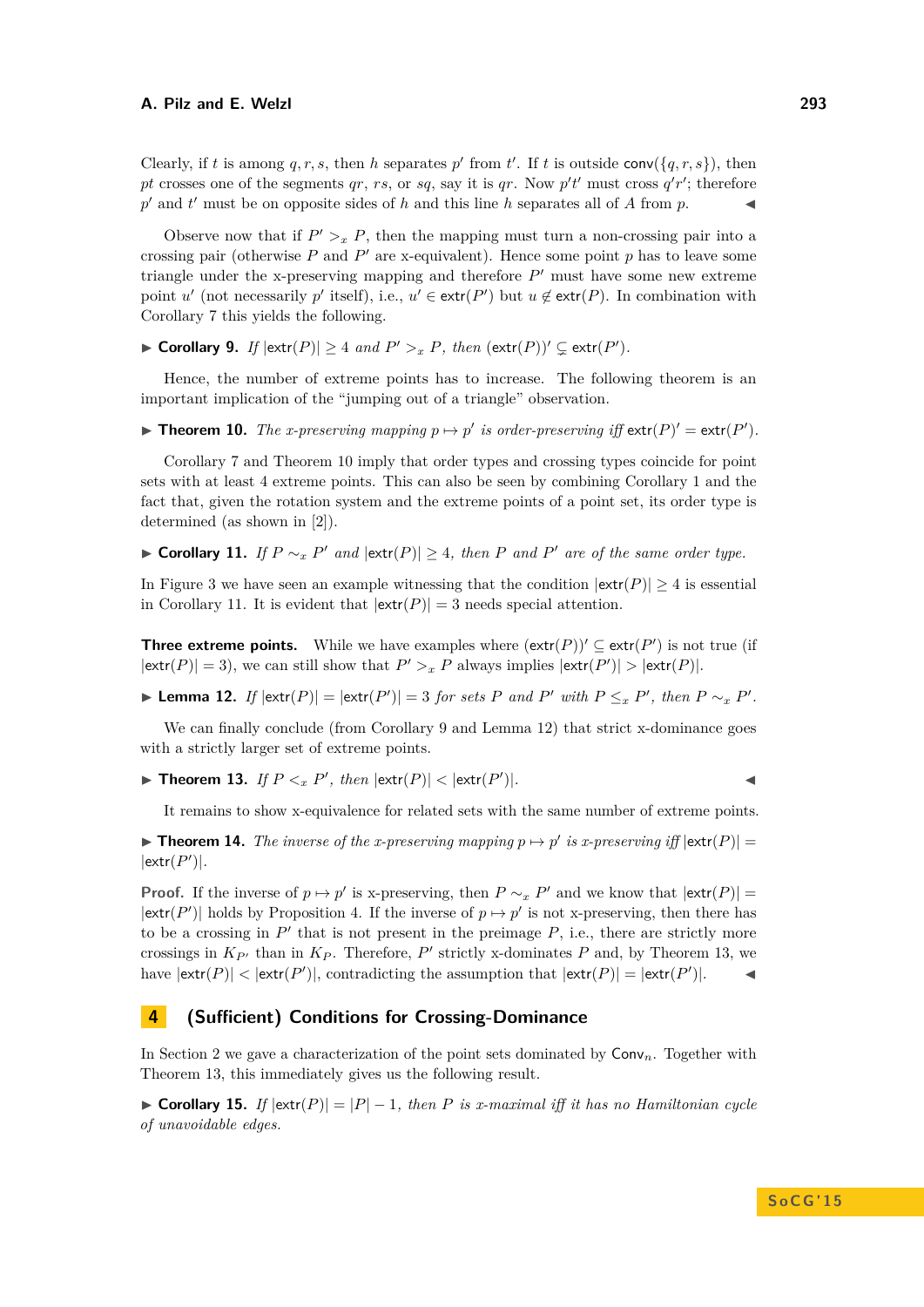Clearly, if $t$ is among $q, r, s$, then $h$ separates $p'$ from $t'$. If $t$ is outside $\mathsf{conv}(\{q, r, s\})$, then $pt$ crosses one of the segments $qr$, $rs$, or $sq$, say it is $qr$. Now $p't'$ must cross $q'r'$; therefore $p'$ and $t'$ must be on opposite sides of $h$ and this line $h$ separates all of $A$ from $p$. ◀

Observe now that if $P' >_x P$, then the mapping must turn a non-crossing pair into a crossing pair (otherwise $P$ and $P'$ are x-equivalent). Hence some point $p$ has to leave some triangle under the x-preserving mapping and therefore $P'$ must have some new extreme point $u'$ (not necessarily $p'$ itself), i.e., $u' \in \mathsf{extr}(P')$ but $u \notin \mathsf{extr}(P)$. In combination with Corollary 7 this yields the following.

▶ **Corollary 9.** *If $|\mathsf{extr}(P)| \geq 4$ and $P' >_x P$, then $(\mathsf{extr}(P))' \subsetneq \mathsf{extr}(P')$.*

Hence, the number of extreme points has to increase. The following theorem is an important implication of the "jumping out of a triangle" observation.

▶ **Theorem 10.** *The x-preserving mapping $p \mapsto p'$ is order-preserving iff $\mathsf{extr}(P)' = \mathsf{extr}(P')$.*

Corollary 7 and Theorem 10 imply that order types and crossing types coincide for point sets with at least 4 extreme points. This can also be seen by combining Corollary 1 and the fact that, given the rotation system and the extreme points of a point set, its order type is determined (as shown in [2]).

▶ **Corollary 11.** *If $P \sim_x P'$ and $|\mathsf{extr}(P)| \geq 4$, then $P$ and $P'$ are of the same order type.*

In Figure 3 we have seen an example witnessing that the condition $|\mathsf{extr}(P)| \geq 4$ is essential in Corollary 11. It is evident that $|\mathsf{extr}(P)| = 3$ needs special attention.

**Three extreme points.** While we have examples where $(\mathsf{extr}(P))' \subseteq \mathsf{extr}(P')$ is not true (if $|\mathsf{extr}(P)| = 3$), we can still show that $P' >_x P$ always implies $|\mathsf{extr}(P')| > |\mathsf{extr}(P)|$.

▶ **Lemma 12.** *If $|\mathsf{extr}(P)| = |\mathsf{extr}(P')| = 3$ for sets $P$ and $P'$ with $P \leq_x P'$, then $P \sim_x P'$.*

We can finally conclude (from Corollary 9 and Lemma 12) that strict x-dominance goes with a strictly larger set of extreme points.

▶ **Theorem 13.** *If $P <_x P'$, then $|\mathsf{extr}(P)| < |\mathsf{extr}(P')|$.* ◀

It remains to show x-equivalence for related sets with the same number of extreme points.

▶ **Theorem 14.** *The inverse of the x-preserving mapping $p \mapsto p'$ is x-preserving iff $|\mathsf{extr}(P)| = |\mathsf{extr}(P')|$.*

**Proof.** If the inverse of $p \mapsto p'$ is x-preserving, then $P \sim_x P'$ and we know that $|\mathsf{extr}(P)| = |\mathsf{extr}(P')|$ holds by Proposition 4. If the inverse of $p \mapsto p'$ is not x-preserving, then there has to be a crossing in $P'$ that is not present in the preimage $P$, i.e., there are strictly more crossings in $K_{P'}$ than in $K_P$. Therefore, $P'$ strictly x-dominates $P$ and, by Theorem 13, we have $|\mathsf{extr}(P)| < |\mathsf{extr}(P')|$, contradicting the assumption that $|\mathsf{extr}(P)| = |\mathsf{extr}(P')|$. ◀

## 4 (Sufficient) Conditions for Crossing-Dominance

In Section 2 we gave a characterization of the point sets dominated by $\mathsf{Conv}_n$. Together with Theorem 13, this immediately gives us the following result.

▶ **Corollary 15.** *If $|\mathsf{extr}(P)| = |P| - 1$, then $P$ is x-maximal iff it has no Hamiltonian cycle of unavoidable edges.*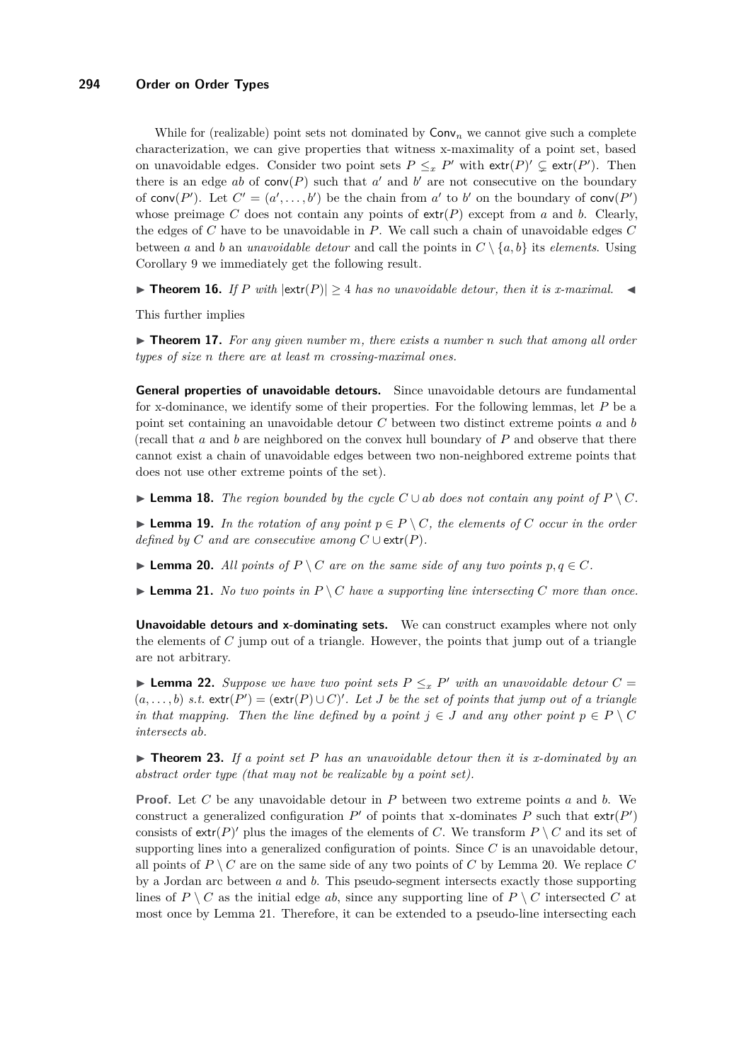While for (realizable) point sets not dominated by $\mathsf{Conv}_n$ we cannot give such a complete characterization, we can give properties that witness x-maximality of a point set, based on unavoidable edges. Consider two point sets $P \leq_x P'$ with $\mathsf{extr}(P)' \subsetneq \mathsf{extr}(P')$. Then there is an edge $ab$ of $\mathsf{conv}(P)$ such that $a'$ and $b'$ are not consecutive on the boundary of $\mathsf{conv}(P')$. Let $C' = (a', \ldots, b')$ be the chain from $a'$ to $b'$ on the boundary of $\mathsf{conv}(P')$ whose preimage $C$ does not contain any points of $\mathsf{extr}(P)$ except from $a$ and $b$. Clearly, the edges of $C$ have to be unavoidable in $P$. We call such a chain of unavoidable edges $C$ between $a$ and $b$ an *unavoidable detour* and call the points in $C \setminus \{a, b\}$ its *elements*. Using Corollary 9 we immediately get the following result.

▶ **Theorem 16.** *If $P$ with $|\mathsf{extr}(P)| \geq 4$ has no unavoidable detour, then it is x-maximal.* ◀

This further implies

▶ **Theorem 17.** *For any given number $m$, there exists a number $n$ such that among all order types of size $n$ there are at least $m$ crossing-maximal ones.*

**General properties of unavoidable detours.** Since unavoidable detours are fundamental for x-dominance, we identify some of their properties. For the following lemmas, let $P$ be a point set containing an unavoidable detour $C$ between two distinct extreme points $a$ and $b$ (recall that $a$ and $b$ are neighbored on the convex hull boundary of $P$ and observe that there cannot exist a chain of unavoidable edges between two non-neighbored extreme points that does not use other extreme points of the set).

▶ **Lemma 18.** *The region bounded by the cycle $C \cup ab$ does not contain any point of $P \setminus C$.*

▶ **Lemma 19.** *In the rotation of any point $p \in P \setminus C$, the elements of $C$ occur in the order defined by $C$ and are consecutive among $C \cup \mathsf{extr}(P)$.*

▶ **Lemma 20.** *All points of $P \setminus C$ are on the same side of any two points $p, q \in C$.*

▶ **Lemma 21.** *No two points in $P \setminus C$ have a supporting line intersecting $C$ more than once.*

**Unavoidable detours and x-dominating sets.** We can construct examples where not only the elements of $C$ jump out of a triangle. However, the points that jump out of a triangle are not arbitrary.

▶ **Lemma 22.** *Suppose we have two point sets $P \leq_x P'$ with an unavoidable detour $C = (a, \ldots, b)$ s.t. $\mathsf{extr}(P') = (\mathsf{extr}(P) \cup C)'$. Let $J$ be the set of points that jump out of a triangle in that mapping. Then the line defined by a point $j \in J$ and any other point $p \in P \setminus C$ intersects $ab$.*

▶ **Theorem 23.** *If a point set $P$ has an unavoidable detour then it is x-dominated by an abstract order type (that may not be realizable by a point set).*

**Proof.** Let $C$ be any unavoidable detour in $P$ between two extreme points $a$ and $b$. We construct a generalized configuration $P'$ of points that x-dominates $P$ such that $\mathsf{extr}(P')$ consists of $\mathsf{extr}(P)'$ plus the images of the elements of $C$. We transform $P \setminus C$ and its set of supporting lines into a generalized configuration of points. Since $C$ is an unavoidable detour, all points of $P \setminus C$ are on the same side of any two points of $C$ by Lemma 20. We replace $C$ by a Jordan arc between $a$ and $b$. This pseudo-segment intersects exactly those supporting lines of $P \setminus C$ as the initial edge $ab$, since any supporting line of $P \setminus C$ intersected $C$ at most once by Lemma 21. Therefore, it can be extended to a pseudo-line intersecting each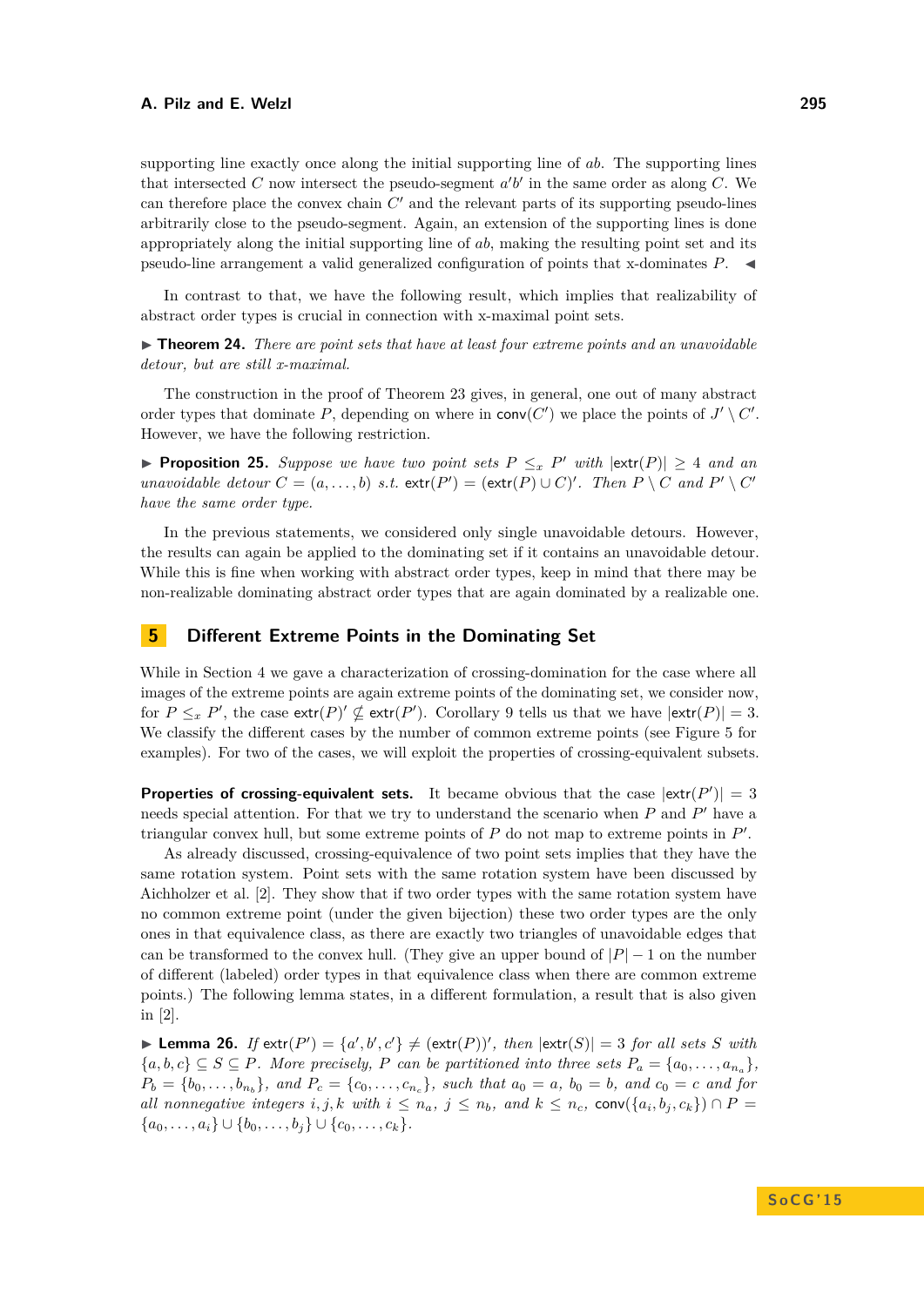supporting line exactly once along the initial supporting line of $ab$. The supporting lines that intersected $C$ now intersect the pseudo-segment $a'b'$ in the same order as along $C$. We can therefore place the convex chain $C'$ and the relevant parts of its supporting pseudo-lines arbitrarily close to the pseudo-segment. Again, an extension of the supporting lines is done appropriately along the initial supporting line of $ab$, making the resulting point set and its pseudo-line arrangement a valid generalized configuration of points that x-dominates $P$. ◀

In contrast to that, we have the following result, which implies that realizability of abstract order types is crucial in connection with x-maximal point sets.

▶ **Theorem 24.** *There are point sets that have at least four extreme points and an unavoidable detour, but are still x-maximal.*

The construction in the proof of Theorem 23 gives, in general, one out of many abstract order types that dominate $P$, depending on where in $\mathsf{conv}(C')$ we place the points of $J' \setminus C'$. However, we have the following restriction.

▶ **Proposition 25.** *Suppose we have two point sets $P \leq_x P'$ with $|\mathsf{extr}(P)| \geq 4$ and an unavoidable detour $C = (a, \ldots, b)$ s.t. $\mathsf{extr}(P') = (\mathsf{extr}(P) \cup C)'$. Then $P \setminus C$ and $P' \setminus C'$ have the same order type.*

In the previous statements, we considered only single unavoidable detours. However, the results can again be applied to the dominating set if it contains an unavoidable detour. While this is fine when working with abstract order types, keep in mind that there may be non-realizable dominating abstract order types that are again dominated by a realizable one.

## 5 Different Extreme Points in the Dominating Set

While in Section 4 we gave a characterization of crossing-domination for the case where all images of the extreme points are again extreme points of the dominating set, we consider now, for $P \leq_x P'$, the case $\mathsf{extr}(P)' \not\subseteq \mathsf{extr}(P')$. Corollary 9 tells us that we have $|\mathsf{extr}(P)| = 3$. We classify the different cases by the number of common extreme points (see Figure 5 for examples). For two of the cases, we will exploit the properties of crossing-equivalent subsets.

**Properties of crossing-equivalent sets.** It became obvious that the case $|\mathsf{extr}(P')| = 3$ needs special attention. For that we try to understand the scenario when $P$ and $P'$ have a triangular convex hull, but some extreme points of $P$ do not map to extreme points in $P'$.

As already discussed, crossing-equivalence of two point sets implies that they have the same rotation system. Point sets with the same rotation system have been discussed by Aichholzer et al. [2]. They show that if two order types with the same rotation system have no common extreme point (under the given bijection) these two order types are the only ones in that equivalence class, as there are exactly two triangles of unavoidable edges that can be transformed to the convex hull. (They give an upper bound of $|P| - 1$ on the number of different (labeled) order types in that equivalence class when there are common extreme points.) The following lemma states, in a different formulation, a result that is also given in [2].

▶ **Lemma 26.** *If $\mathsf{extr}(P') = \{a', b', c'\} \neq (\mathsf{extr}(P))'$, then $|\mathsf{extr}(S)| = 3$ for all sets $S$ with $\{a, b, c\} \subseteq S \subseteq P$. More precisely, $P$ can be partitioned into three sets $P_a = \{a_0, \ldots, a_{n_a}\}$, $P_b = \{b_0, \ldots, b_{n_b}\}$, and $P_c = \{c_0, \ldots, c_{n_c}\}$, such that $a_0 = a$, $b_0 = b$, and $c_0 = c$ and for all nonnegative integers $i, j, k$ with $i \leq n_a$, $j \leq n_b$, and $k \leq n_c$, $\mathsf{conv}(\{a_i, b_j, c_k\}) \cap P = \{a_0, \ldots, a_i\} \cup \{b_0, \ldots, b_j\} \cup \{c_0, \ldots, c_k\}$.*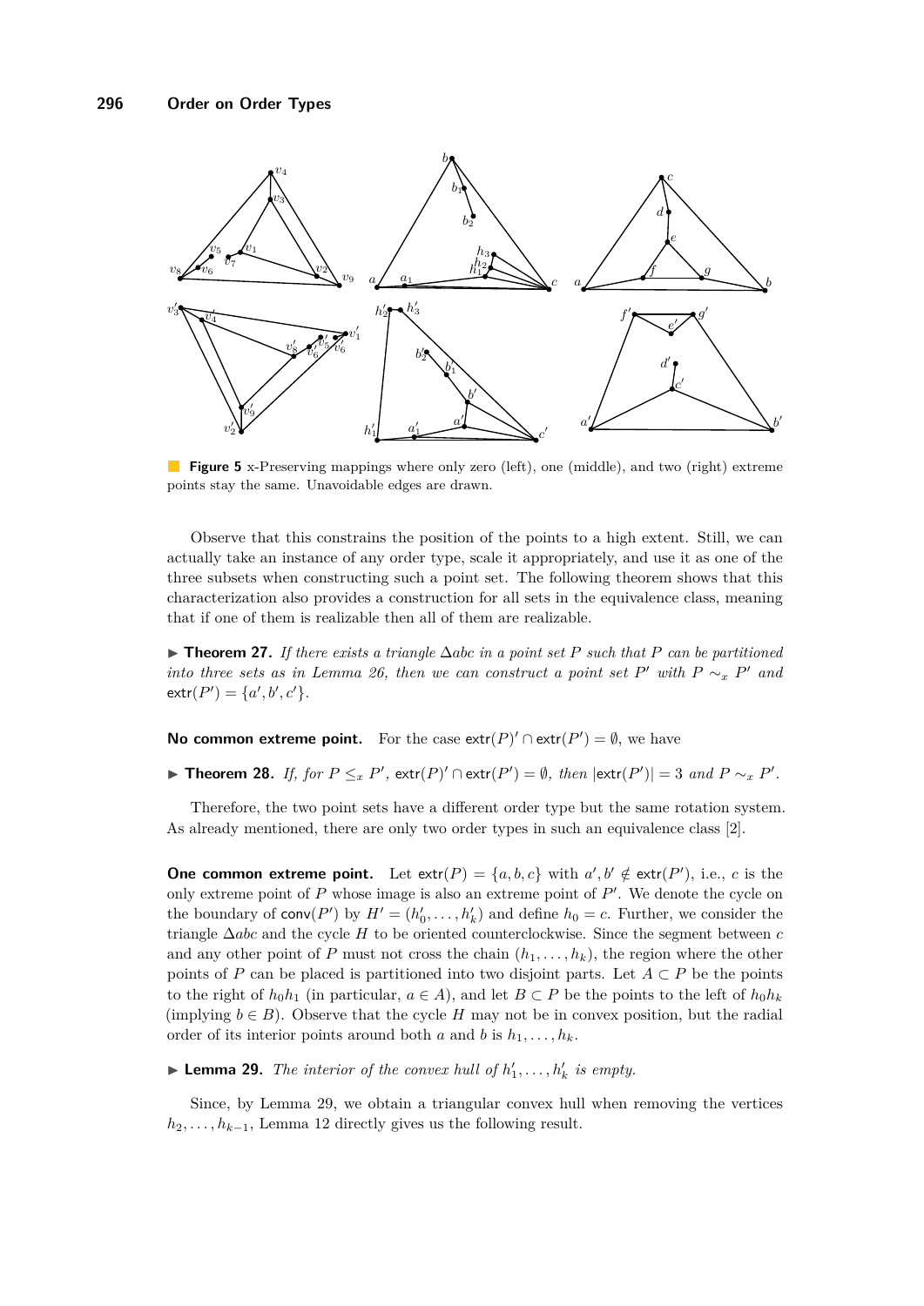**Figure 5** x-Preserving mappings where only zero (left), one (middle), and two (right) extreme points stay the same. Unavoidable edges are drawn.

Observe that this constrains the position of the points to a high extent. Still, we can actually take an instance of any order type, scale it appropriately, and use it as one of the three subsets when constructing such a point set. The following theorem shows that this characterization also provides a construction for all sets in the equivalence class, meaning that if one of them is realizable then all of them are realizable.

▶ **Theorem 27.** *If there exists a triangle $\Delta abc$ in a point set $P$ such that $P$ can be partitioned into three sets as in Lemma 26, then we can construct a point set $P'$ with $P \sim_x P'$ and $\mathsf{extr}(P') = \{a', b', c'\}$.*

**No common extreme point.** For the case $\mathsf{extr}(P)' \cap \mathsf{extr}(P') = \emptyset$, we have

▶ **Theorem 28.** *If, for $P \leq_x P'$, $\mathsf{extr}(P)' \cap \mathsf{extr}(P') = \emptyset$, then $|\mathsf{extr}(P')| = 3$ and $P \sim_x P'$.*

Therefore, the two point sets have a different order type but the same rotation system. As already mentioned, there are only two order types in such an equivalence class [2].

**One common extreme point.** Let $\mathsf{extr}(P) = \{a, b, c\}$ with $a', b' \notin \mathsf{extr}(P')$, i.e., $c$ is the only extreme point of $P$ whose image is also an extreme point of $P'$. We denote the cycle on the boundary of $\mathsf{conv}(P')$ by $H' = (h'_0, \ldots, h'_k)$ and define $h_0 = c$. Further, we consider the triangle $\Delta abc$ and the cycle $H$ to be oriented counterclockwise. Since the segment between $c$ and any other point of $P$ must not cross the chain $(h_1, \ldots, h_k)$, the region where the other points of $P$ can be placed is partitioned into two disjoint parts. Let $A \subset P$ be the points to the right of $h_0h_1$ (in particular, $a \in A$), and let $B \subset P$ be the points to the left of $h_0h_k$ (implying $b \in B$). Observe that the cycle $H$ may not be in convex position, but the radial order of its interior points around both $a$ and $b$ is $h_1, \ldots, h_k$.

▶ **Lemma 29.** *The interior of the convex hull of $h'_1, \ldots, h'_k$ is empty.*

Since, by Lemma 29, we obtain a triangular convex hull when removing the vertices $h_2, \ldots, h_{k-1}$, Lemma 12 directly gives us the following result.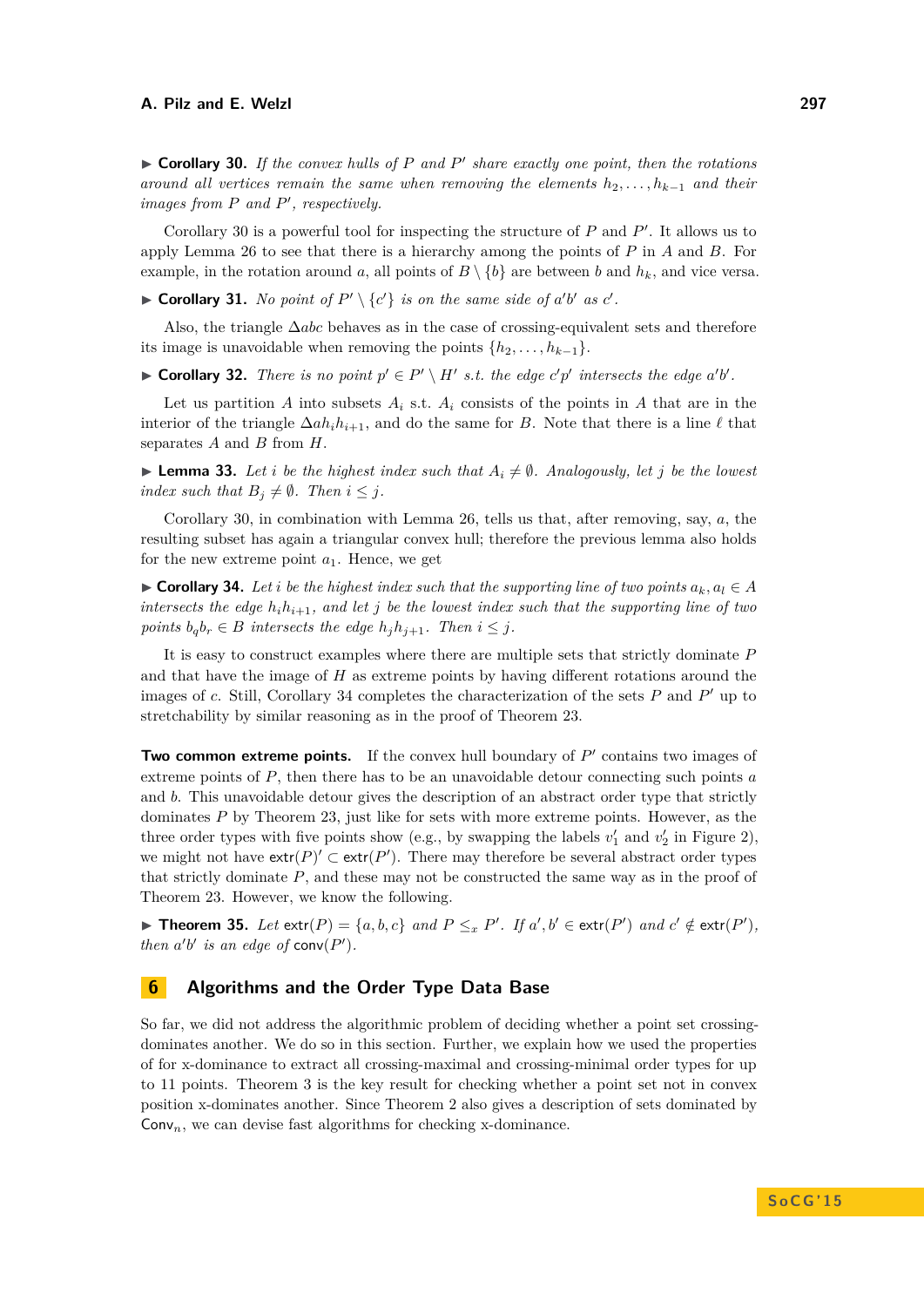▶ **Corollary 30.** *If the convex hulls of $P$ and $P'$ share exactly one point, then the rotations around all vertices remain the same when removing the elements $h_2, \ldots, h_{k-1}$ and their images from $P$ and $P'$, respectively.*

Corollary 30 is a powerful tool for inspecting the structure of $P$ and $P'$. It allows us to apply Lemma 26 to see that there is a hierarchy among the points of $P$ in $A$ and $B$. For example, in the rotation around $a$, all points of $B \setminus \{b\}$ are between $b$ and $h_k$, and vice versa.

▶ **Corollary 31.** *No point of $P' \setminus \{c'\}$ is on the same side of $a'b'$ as $c'$.*

Also, the triangle $\Delta abc$ behaves as in the case of crossing-equivalent sets and therefore its image is unavoidable when removing the points $\{h_2, \ldots, h_{k-1}\}$.

▶ **Corollary 32.** *There is no point $p' \in P' \setminus H'$ s.t. the edge $c'p'$ intersects the edge $a'b'$.*

Let us partition $A$ into subsets $A_i$ s.t. $A_i$ consists of the points in $A$ that are in the interior of the triangle $\Delta a h_i h_{i+1}$, and do the same for $B$. Note that there is a line $\ell$ that separates $A$ and $B$ from $H$.

▶ **Lemma 33.** *Let $i$ be the highest index such that $A_i \neq \emptyset$. Analogously, let $j$ be the lowest index such that $B_j \neq \emptyset$. Then $i \leq j$.*

Corollary 30, in combination with Lemma 26, tells us that, after removing, say, $a$, the resulting subset has again a triangular convex hull; therefore the previous lemma also holds for the new extreme point $a_1$. Hence, we get

▶ **Corollary 34.** *Let $i$ be the highest index such that the supporting line of two points $a_k, a_l \in A$ intersects the edge $h_i h_{i+1}$, and let $j$ be the lowest index such that the supporting line of two points $b_q b_r \in B$ intersects the edge $h_j h_{j+1}$. Then $i \leq j$.*

It is easy to construct examples where there are multiple sets that strictly dominate $P$ and that have the image of $H$ as extreme points by having different rotations around the images of $c$. Still, Corollary 34 completes the characterization of the sets $P$ and $P'$ up to stretchability by similar reasoning as in the proof of Theorem 23.

**Two common extreme points.** If the convex hull boundary of $P'$ contains two images of extreme points of $P$, then there has to be an unavoidable detour connecting such points $a$ and $b$. This unavoidable detour gives the description of an abstract order type that strictly dominates $P$ by Theorem 23, just like for sets with more extreme points. However, as the three order types with five points show (e.g., by swapping the labels $v_1'$ and $v_2'$ in Figure 2), we might not have $\mathsf{extr}(P)' \subset \mathsf{extr}(P')$. There may therefore be several abstract order types that strictly dominate $P$, and these may not be constructed the same way as in the proof of Theorem 23. However, we know the following.

▶ **Theorem 35.** *Let $\mathsf{extr}(P) = \{a, b, c\}$ and $P \leq_x P'$. If $a', b' \in \mathsf{extr}(P')$ and $c' \notin \mathsf{extr}(P')$, then $a'b'$ is an edge of $\mathsf{conv}(P')$.*

## 6 Algorithms and the Order Type Data Base

So far, we did not address the algorithmic problem of deciding whether a point set crossing-dominates another. We do so in this section. Further, we explain how we used the properties of for x-dominance to extract all crossing-maximal and crossing-minimal order types for up to 11 points. Theorem 3 is the key result for checking whether a point set not in convex position x-dominates another. Since Theorem 2 also gives a description of sets dominated by $\mathsf{Conv}_n$, we can devise fast algorithms for checking x-dominance.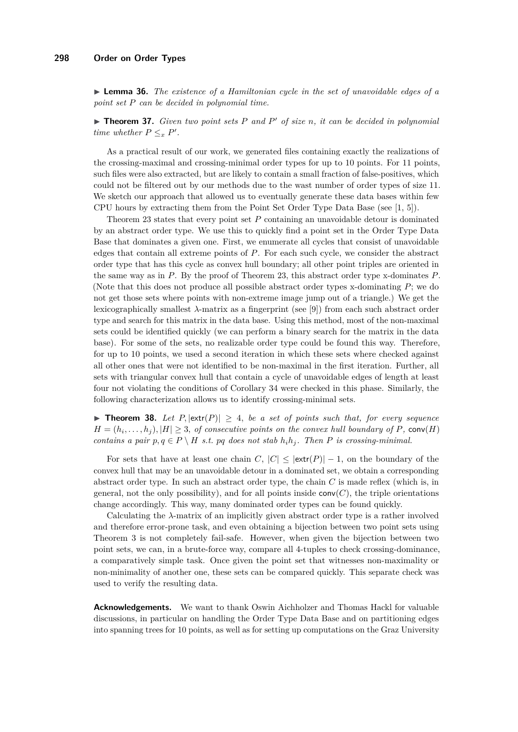**Lemma 36.** *The existence of a Hamiltonian cycle in the set of unavoidable edges of a point set $P$ can be decided in polynomial time.*

**Theorem 37.** *Given two point sets $P$ and $P'$ of size $n$, it can be decided in polynomial time whether $P \leq_x P'$.*

As a practical result of our work, we generated files containing exactly the realizations of the crossing-maximal and crossing-minimal order types for up to 10 points. For 11 points, such files were also extracted, but are likely to contain a small fraction of false-positives, which could not be filtered out by our methods due to the wast number of order types of size 11. We sketch our approach that allowed us to eventually generate these data bases within few CPU hours by extracting them from the Point Set Order Type Data Base (see [1, 5]).

Theorem 23 states that every point set $P$ containing an unavoidable detour is dominated by an abstract order type. We use this to quickly find a point set in the Order Type Data Base that dominates a given one. First, we enumerate all cycles that consist of unavoidable edges that contain all extreme points of $P$. For each such cycle, we consider the abstract order type that has this cycle as convex hull boundary; all other point triples are oriented in the same way as in $P$. By the proof of Theorem 23, this abstract order type x-dominates $P$. (Note that this does not produce all possible abstract order types x-dominating $P$; we do not get those sets where points with non-extreme image jump out of a triangle.) We get the lexicographically smallest $\lambda$-matrix as a fingerprint (see [9]) from each such abstract order type and search for this matrix in the data base. Using this method, most of the non-maximal sets could be identified quickly (we can perform a binary search for the matrix in the data base). For some of the sets, no realizable order type could be found this way. Therefore, for up to 10 points, we used a second iteration in which these sets where checked against all other ones that were not identified to be non-maximal in the first iteration. Further, all sets with triangular convex hull that contain a cycle of unavoidable edges of length at least four not violating the conditions of Corollary 34 were checked in this phase. Similarly, the following characterization allows us to identify crossing-minimal sets.

**Theorem 38.** *Let $P, |\mathsf{extr}(P)| \geq 4$, be a set of points such that, for every sequence $H = (h_i, \ldots, h_j), |H| \geq 3$, of consecutive points on the convex hull boundary of $P$, $\mathsf{conv}(H)$ contains a pair $p, q \in P \setminus H$ s.t. $pq$ does not stab $h_i h_j$. Then $P$ is crossing-minimal.*

For sets that have at least one chain $C$, $|C| \leq |\mathsf{extr}(P)| - 1$, on the boundary of the convex hull that may be an unavoidable detour in a dominated set, we obtain a corresponding abstract order type. In such an abstract order type, the chain $C$ is made reflex (which is, in general, not the only possibility), and for all points inside $\mathsf{conv}(C)$, the triple orientations change accordingly. This way, many dominated order types can be found quickly.

Calculating the $\lambda$-matrix of an implicitly given abstract order type is a rather involved and therefore error-prone task, and even obtaining a bijection between two point sets using Theorem 3 is not completely fail-safe. However, when given the bijection between two point sets, we can, in a brute-force way, compare all 4-tuples to check crossing-dominance, a comparatively simple task. Once given the point set that witnesses non-maximality or non-minimality of another one, these sets can be compared quickly. This separate check was used to verify the resulting data.

**Acknowledgements.** We want to thank Oswin Aichholzer and Thomas Hackl for valuable discussions, in particular on handling the Order Type Data Base and on partitioning edges into spanning trees for 10 points, as well as for setting up computations on the Graz University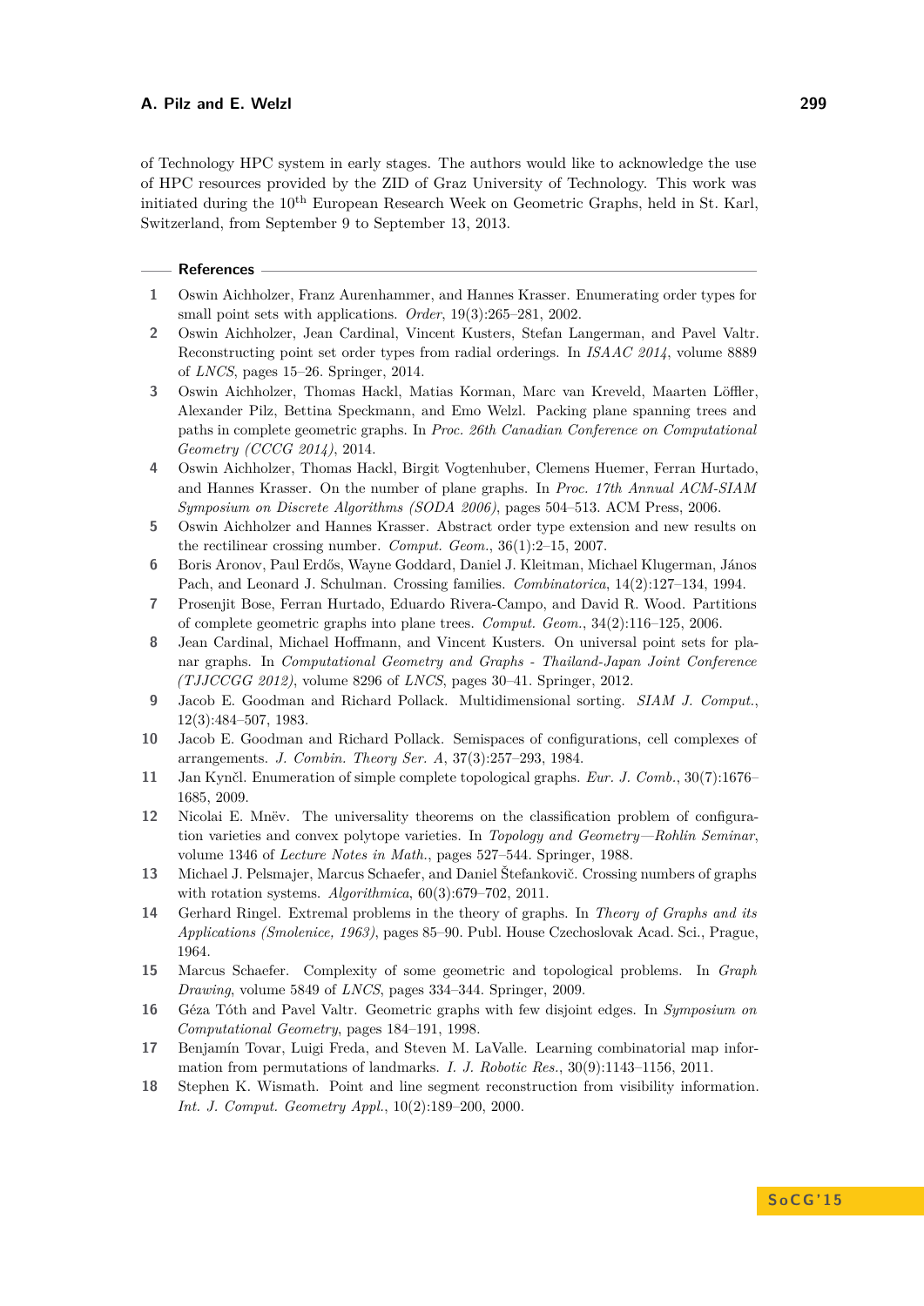of Technology HPC system in early stages. The authors would like to acknowledge the use of HPC resources provided by the ZID of Graz University of Technology. This work was initiated during the 10th European Research Week on Geometric Graphs, held in St. Karl, Switzerland, from September 9 to September 13, 2013.

## References

1. Oswin Aichholzer, Franz Aurenhammer, and Hannes Krasser. Enumerating order types for small point sets with applications. *Order*, 19(3):265–281, 2002.
2. Oswin Aichholzer, Jean Cardinal, Vincent Kusters, Stefan Langerman, and Pavel Valtr. Reconstructing point set order types from radial orderings. In *ISAAC 2014*, volume 8889 of *LNCS*, pages 15–26. Springer, 2014.
3. Oswin Aichholzer, Thomas Hackl, Matias Korman, Marc van Kreveld, Maarten Löffler, Alexander Pilz, Bettina Speckmann, and Emo Welzl. Packing plane spanning trees and paths in complete geometric graphs. In *Proc. 26th Canadian Conference on Computational Geometry (CCCG 2014)*, 2014.
4. Oswin Aichholzer, Thomas Hackl, Birgit Vogtenhuber, Clemens Huemer, Ferran Hurtado, and Hannes Krasser. On the number of plane graphs. In *Proc. 17th Annual ACM-SIAM Symposium on Discrete Algorithms (SODA 2006)*, pages 504–513. ACM Press, 2006.
5. Oswin Aichholzer and Hannes Krasser. Abstract order type extension and new results on the rectilinear crossing number. *Comput. Geom.*, 36(1):2–15, 2007.
6. Boris Aronov, Paul Erdős, Wayne Goddard, Daniel J. Kleitman, Michael Klugerman, János Pach, and Leonard J. Schulman. Crossing families. *Combinatorica*, 14(2):127–134, 1994.
7. Prosenjit Bose, Ferran Hurtado, Eduardo Rivera-Campo, and David R. Wood. Partitions of complete geometric graphs into plane trees. *Comput. Geom.*, 34(2):116–125, 2006.
8. Jean Cardinal, Michael Hoffmann, and Vincent Kusters. On universal point sets for planar graphs. In *Computational Geometry and Graphs - Thailand-Japan Joint Conference (TJJCCGG 2012)*, volume 8296 of *LNCS*, pages 30–41. Springer, 2012.
9. Jacob E. Goodman and Richard Pollack. Multidimensional sorting. *SIAM J. Comput.*, 12(3):484–507, 1983.
10. Jacob E. Goodman and Richard Pollack. Semispaces of configurations, cell complexes of arrangements. *J. Combin. Theory Ser. A*, 37(3):257–293, 1984.
11. Jan Kynčl. Enumeration of simple complete topological graphs. *Eur. J. Comb.*, 30(7):1676–1685, 2009.
12. Nicolai E. Mnëv. The universality theorems on the classification problem of configuration varieties and convex polytope varieties. In *Topology and Geometry—Rohlin Seminar*, volume 1346 of *Lecture Notes in Math.*, pages 527–544. Springer, 1988.
13. Michael J. Pelsmajer, Marcus Schaefer, and Daniel Štefankovič. Crossing numbers of graphs with rotation systems. *Algorithmica*, 60(3):679–702, 2011.
14. Gerhard Ringel. Extremal problems in the theory of graphs. In *Theory of Graphs and its Applications (Smolenice, 1963)*, pages 85–90. Publ. House Czechoslovak Acad. Sci., Prague, 1964.
15. Marcus Schaefer. Complexity of some geometric and topological problems. In *Graph Drawing*, volume 5849 of *LNCS*, pages 334–344. Springer, 2009.
16. Géza Tóth and Pavel Valtr. Geometric graphs with few disjoint edges. In *Symposium on Computational Geometry*, pages 184–191, 1998.
17. Benjamín Tovar, Luigi Freda, and Steven M. LaValle. Learning combinatorial map information from permutations of landmarks. *I. J. Robotic Res.*, 30(9):1143–1156, 2011.
18. Stephen K. Wismath. Point and line segment reconstruction from visibility information. *Int. J. Comput. Geometry Appl.*, 10(2):189–200, 2000.